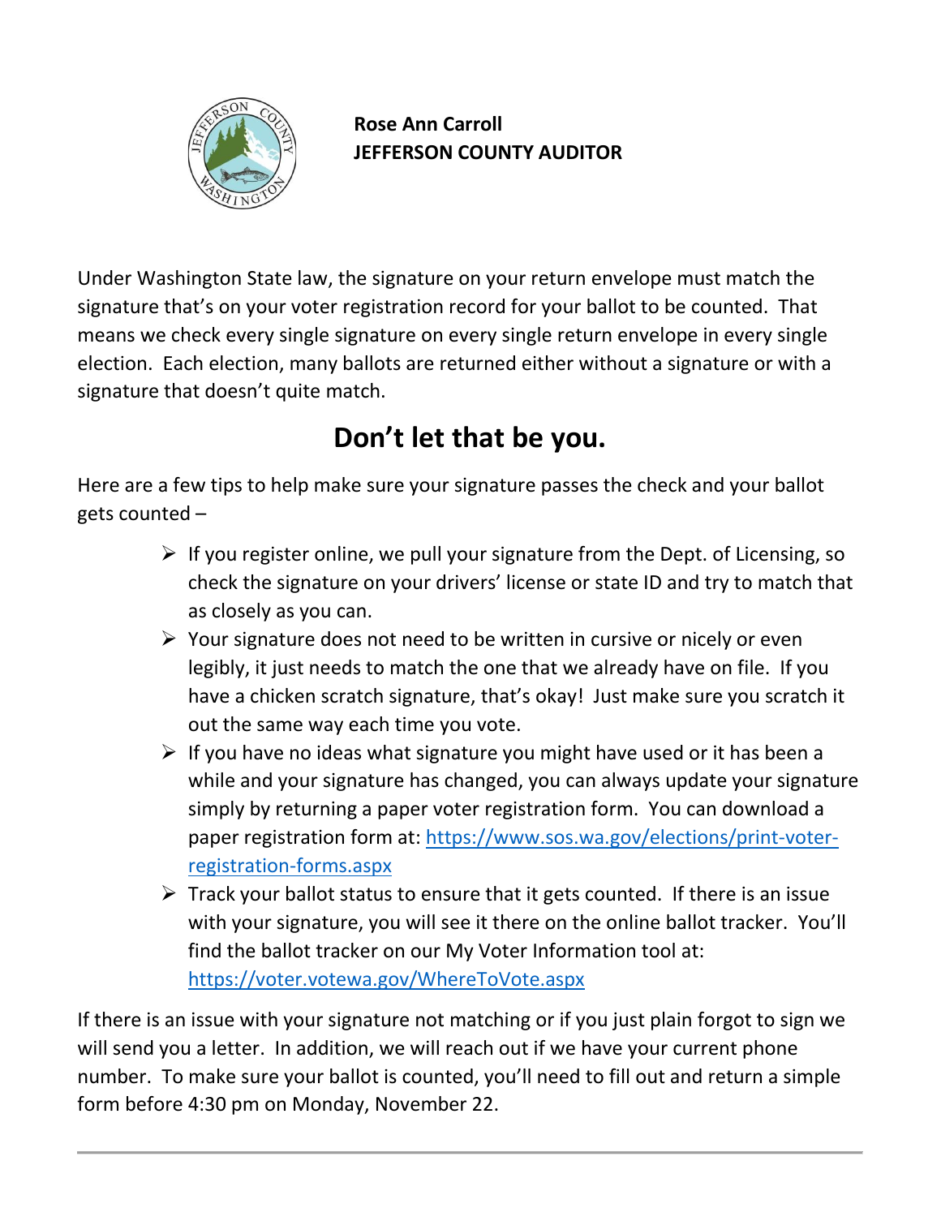**Rose Ann Carroll**
**JEFFERSON COUNTY AUDITOR**

Under Washington State law, the signature on your return envelope must match the signature that's on your voter registration record for your ballot to be counted. That means we check every single signature on every single return envelope in every single election. Each election, many ballots are returned either without a signature or with a signature that doesn't quite match.

## Don't let that be you.

Here are a few tips to help make sure your signature passes the check and your ballot gets counted –

- If you register online, we pull your signature from the Dept. of Licensing, so check the signature on your drivers' license or state ID and try to match that as closely as you can.
- Your signature does not need to be written in cursive or nicely or even legibly, it just needs to match the one that we already have on file. If you have a chicken scratch signature, that's okay! Just make sure you scratch it out the same way each time you vote.
- If you have no ideas what signature you might have used or it has been a while and your signature has changed, you can always update your signature simply by returning a paper voter registration form. You can download a paper registration form at: [https://www.sos.wa.gov/elections/print-voter-registration-forms.aspx](https://www.sos.wa.gov/elections/print-voter-registration-forms.aspx)
- Track your ballot status to ensure that it gets counted. If there is an issue with your signature, you will see it there on the online ballot tracker. You'll find the ballot tracker on our My Voter Information tool at: [https://voter.votewa.gov/WhereToVote.aspx](https://voter.votewa.gov/WhereToVote.aspx)

If there is an issue with your signature not matching or if you just plain forgot to sign we will send you a letter. In addition, we will reach out if we have your current phone number. To make sure your ballot is counted, you'll need to fill out and return a simple form before 4:30 pm on Monday, November 22.

---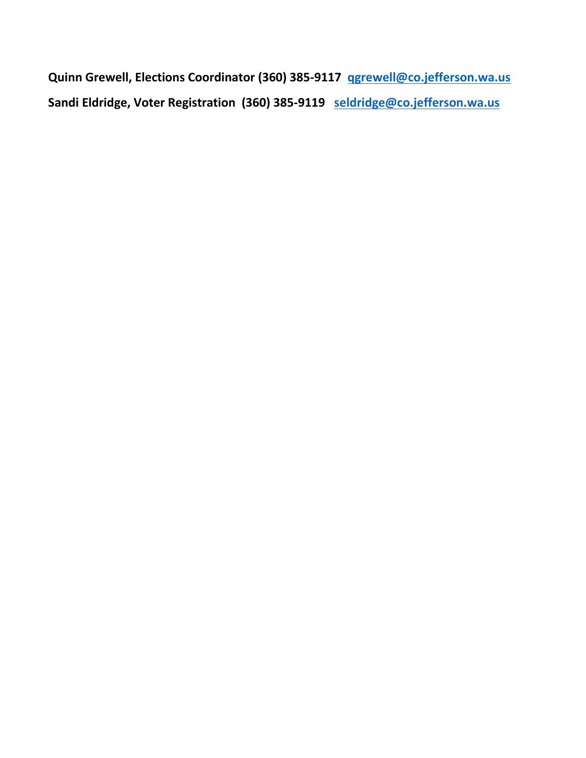**Quinn Grewell, Elections Coordinator (360) 385-9117  [qgrewell@co.jefferson.wa.us](mailto:qgrewell@co.jefferson.wa.us)**

**Sandi Eldridge, Voter Registration  (360) 385-9119  [seldridge@co.jefferson.wa.us](mailto:seldridge@co.jefferson.wa.us)**